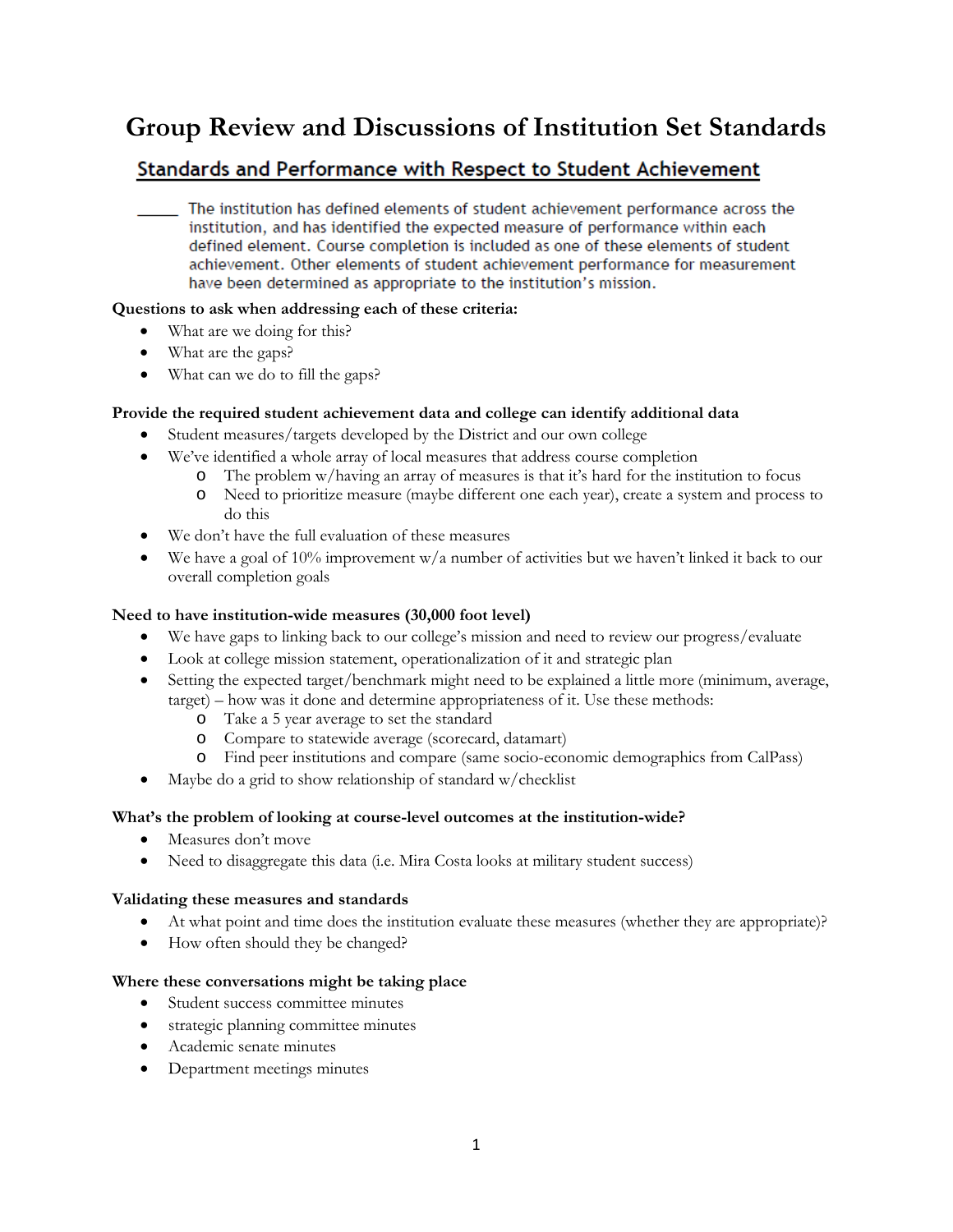# Group Review and Discussions of Institution Set Standards

## Standards and Performance with Respect to Student Achievement

_____ The institution has defined elements of student achievement performance across the institution, and has identified the expected measure of performance within each defined element. Course completion is included as one of these elements of student achievement. Other elements of student achievement performance for measurement have been determined as appropriate to the institution's mission.

**Questions to ask when addressing each of these criteria:**

- What are we doing for this?
- What are the gaps?
- What can we do to fill the gaps?

**Provide the required student achievement data and college can identify additional data**

- Student measures/targets developed by the District and our own college
- We've identified a whole array of local measures that address course completion
  - The problem w/having an array of measures is that it's hard for the institution to focus
  - Need to prioritize measure (maybe different one each year), create a system and process to do this
- We don't have the full evaluation of these measures
- We have a goal of 10% improvement w/a number of activities but we haven't linked it back to our overall completion goals

**Need to have institution-wide measures (30,000 foot level)**

- We have gaps to linking back to our college's mission and need to review our progress/evaluate
- Look at college mission statement, operationalization of it and strategic plan
- Setting the expected target/benchmark might need to be explained a little more (minimum, average, target) – how was it done and determine appropriateness of it. Use these methods:
  - Take a 5 year average to set the standard
  - Compare to statewide average (scorecard, datamart)
  - Find peer institutions and compare (same socio-economic demographics from CalPass)
- Maybe do a grid to show relationship of standard w/checklist

**What's the problem of looking at course-level outcomes at the institution-wide?**

- Measures don't move
- Need to disaggregate this data (i.e. Mira Costa looks at military student success)

**Validating these measures and standards**

- At what point and time does the institution evaluate these measures (whether they are appropriate)?
- How often should they be changed?

**Where these conversations might be taking place**

- Student success committee minutes
- strategic planning committee minutes
- Academic senate minutes
- Department meetings minutes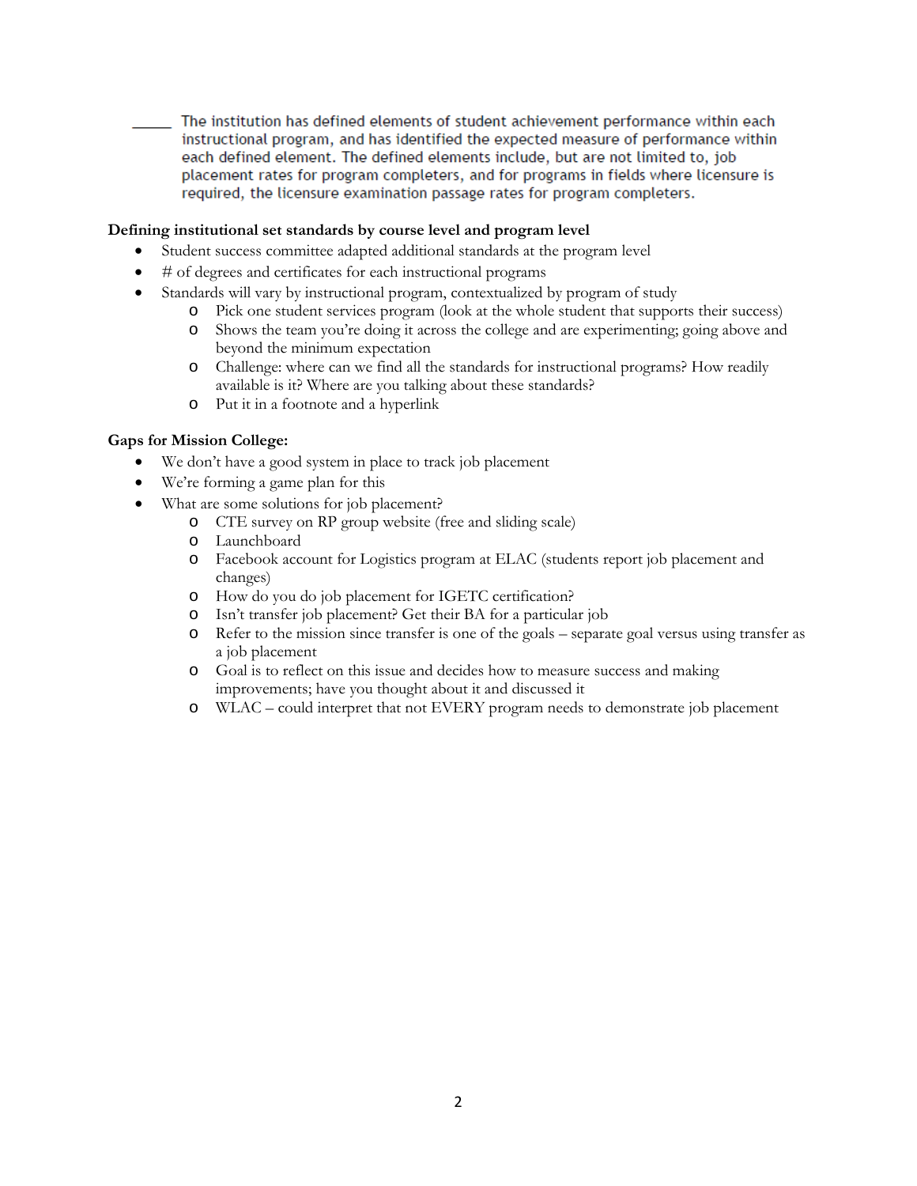_____ The institution has defined elements of student achievement performance within each instructional program, and has identified the expected measure of performance within each defined element. The defined elements include, but are not limited to, job placement rates for program completers, and for programs in fields where licensure is required, the licensure examination passage rates for program completers.

**Defining institutional set standards by course level and program level**

- Student success committee adapted additional standards at the program level
- # of degrees and certificates for each instructional programs
- Standards will vary by instructional program, contextualized by program of study
  - Pick one student services program (look at the whole student that supports their success)
  - Shows the team you're doing it across the college and are experimenting; going above and beyond the minimum expectation
  - Challenge: where can we find all the standards for instructional programs? How readily available is it? Where are you talking about these standards?
  - Put it in a footnote and a hyperlink

**Gaps for Mission College:**

- We don't have a good system in place to track job placement
- We're forming a game plan for this
- What are some solutions for job placement?
  - CTE survey on RP group website (free and sliding scale)
  - Launchboard
  - Facebook account for Logistics program at ELAC (students report job placement and changes)
  - How do you do job placement for IGETC certification?
  - Isn't transfer job placement? Get their BA for a particular job
  - Refer to the mission since transfer is one of the goals – separate goal versus using transfer as a job placement
  - Goal is to reflect on this issue and decides how to measure success and making improvements; have you thought about it and discussed it
  - WLAC – could interpret that not EVERY program needs to demonstrate job placement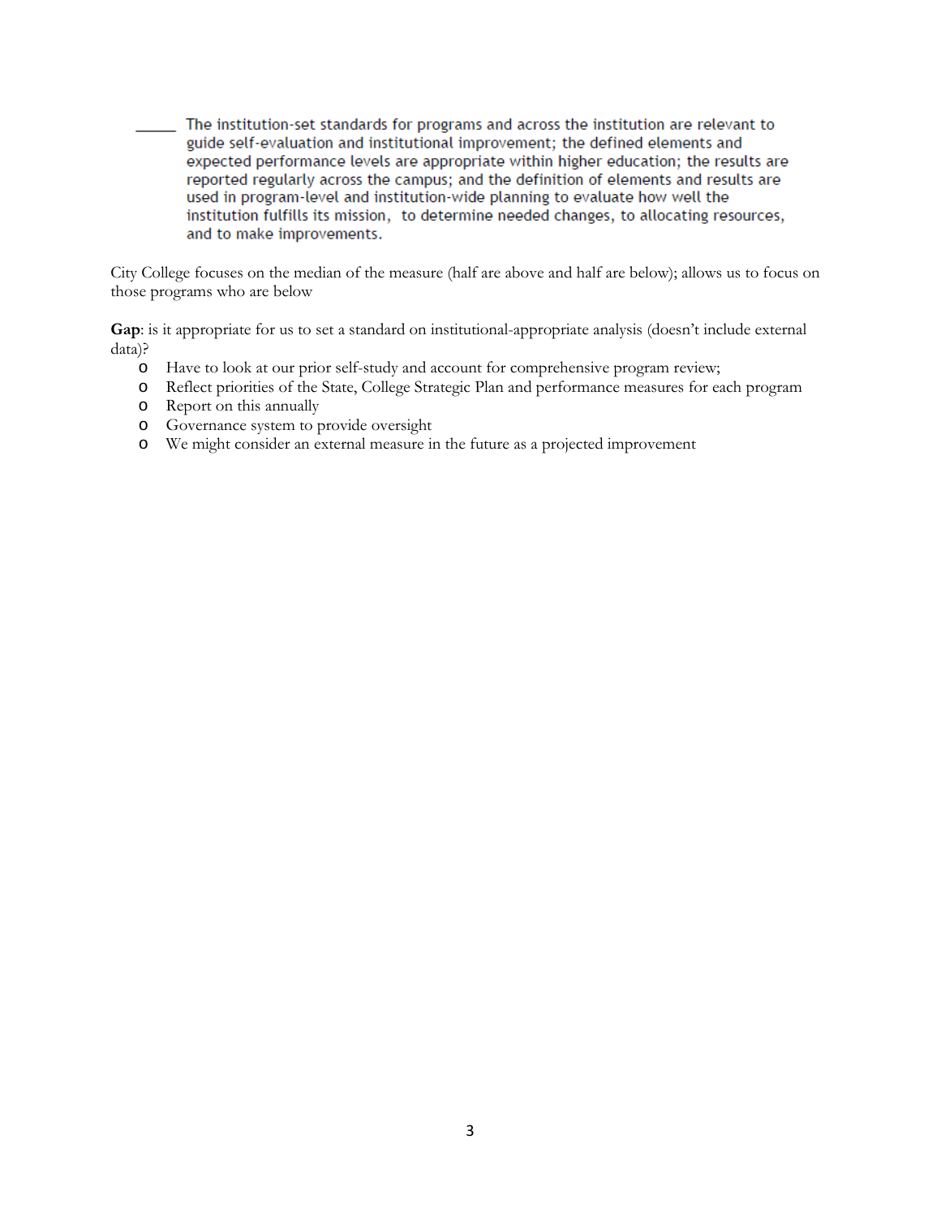_____ The institution-set standards for programs and across the institution are relevant to guide self-evaluation and institutional improvement; the defined elements and expected performance levels are appropriate within higher education; the results are reported regularly across the campus; and the definition of elements and results are used in program-level and institution-wide planning to evaluate how well the institution fulfills its mission, to determine needed changes, to allocating resources, and to make improvements.

City College focuses on the median of the measure (half are above and half are below); allows us to focus on those programs who are below

**Gap**: is it appropriate for us to set a standard on institutional-appropriate analysis (doesn't include external data)?

- Have to look at our prior self-study and account for comprehensive program review;
- Reflect priorities of the State, College Strategic Plan and performance measures for each program
- Report on this annually
- Governance system to provide oversight
- We might consider an external measure in the future as a projected improvement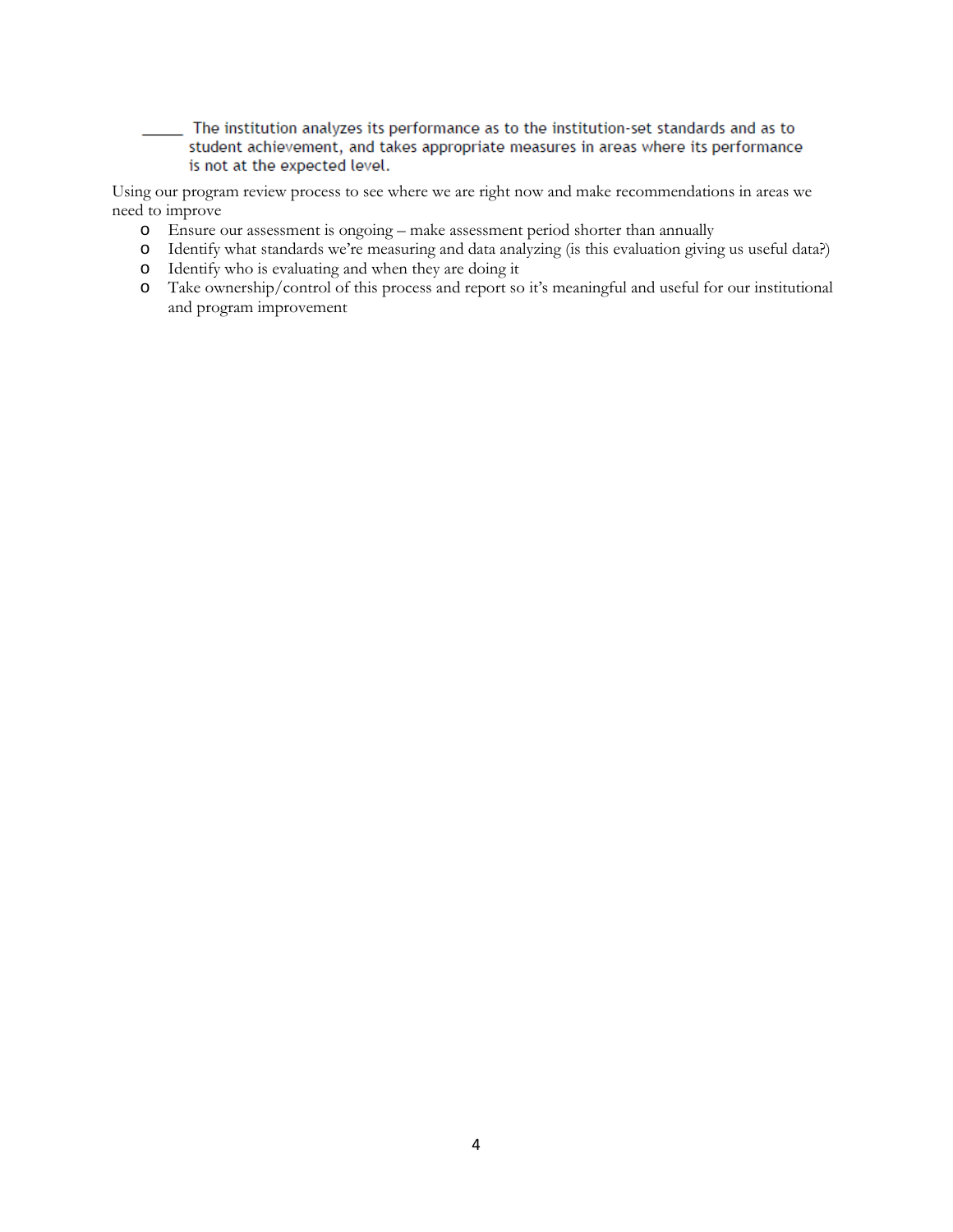_____ The institution analyzes its performance as to the institution-set standards and as to student achievement, and takes appropriate measures in areas where its performance is not at the expected level.

Using our program review process to see where we are right now and make recommendations in areas we need to improve

- Ensure our assessment is ongoing – make assessment period shorter than annually
- Identify what standards we're measuring and data analyzing (is this evaluation giving us useful data?)
- Identify who is evaluating and when they are doing it
- Take ownership/control of this process and report so it's meaningful and useful for our institutional and program improvement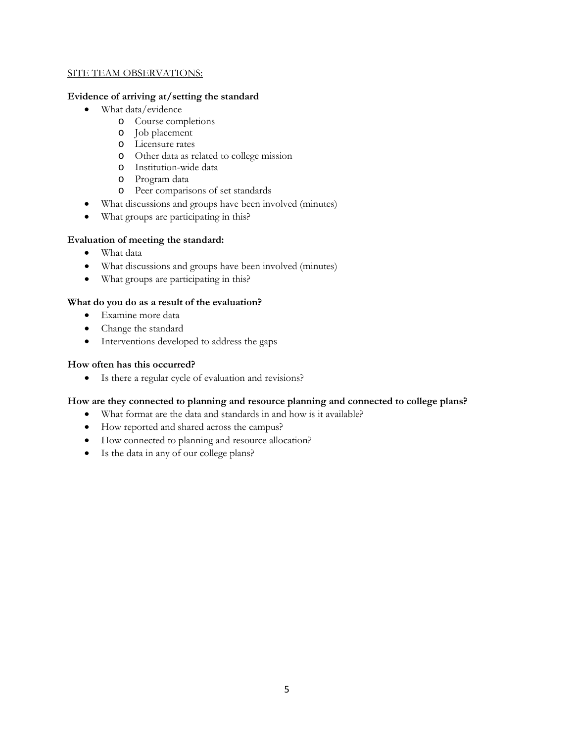SITE TEAM OBSERVATIONS:

**Evidence of arriving at/setting the standard**

- What data/evidence
  - Course completions
  - Job placement
  - Licensure rates
  - Other data as related to college mission
  - Institution-wide data
  - Program data
  - Peer comparisons of set standards
- What discussions and groups have been involved (minutes)
- What groups are participating in this?

**Evaluation of meeting the standard:**

- What data
- What discussions and groups have been involved (minutes)
- What groups are participating in this?

**What do you do as a result of the evaluation?**

- Examine more data
- Change the standard
- Interventions developed to address the gaps

**How often has this occurred?**

- Is there a regular cycle of evaluation and revisions?

**How are they connected to planning and resource planning and connected to college plans?**

- What format are the data and standards in and how is it available?
- How reported and shared across the campus?
- How connected to planning and resource allocation?
- Is the data in any of our college plans?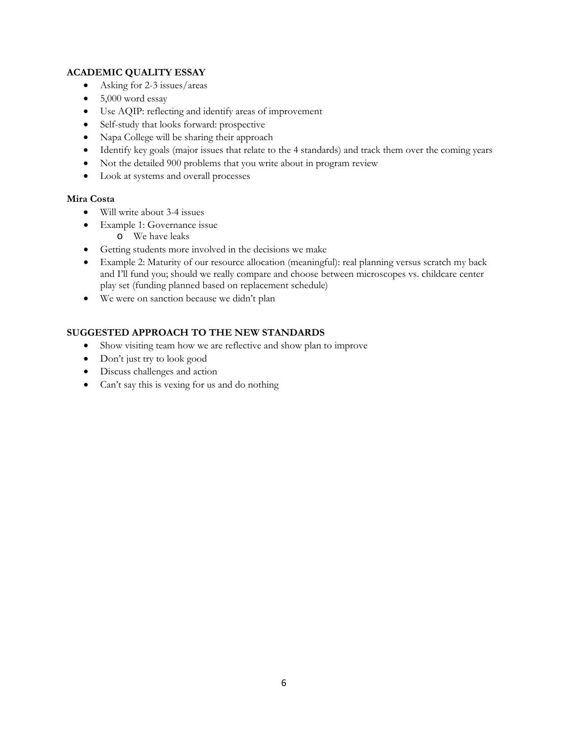**ACADEMIC QUALITY ESSAY**

- Asking for 2-3 issues/areas
- 5,000 word essay
- Use AQIP: reflecting and identify areas of improvement
- Self-study that looks forward: prospective
- Napa College will be sharing their approach
- Identify key goals (major issues that relate to the 4 standards) and track them over the coming years
- Not the detailed 900 problems that you write about in program review
- Look at systems and overall processes

**Mira Costa**

- Will write about 3-4 issues
- Example 1: Governance issue
    - We have leaks
- Getting students more involved in the decisions we make
- Example 2: Maturity of our resource allocation (meaningful): real planning versus scratch my back and I'll fund you; should we really compare and choose between microscopes vs. childcare center play set (funding planned based on replacement schedule)
- We were on sanction because we didn't plan

**SUGGESTED APPROACH TO THE NEW STANDARDS**

- Show visiting team how we are reflective and show plan to improve
- Don't just try to look good
- Discuss challenges and action
- Can't say this is vexing for us and do nothing